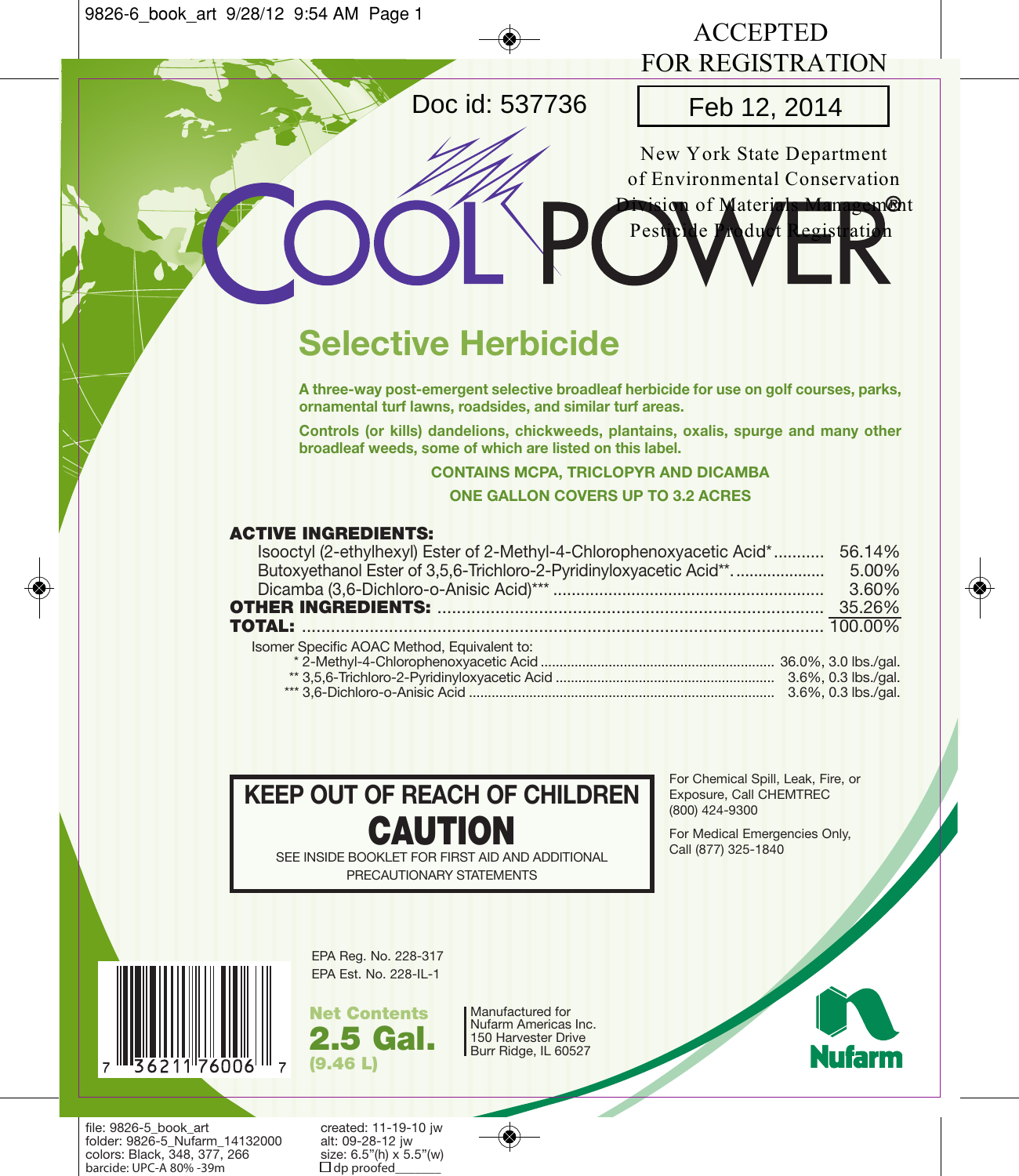ACCEPTED
FOR REGISTRATION

Doc id: 537736

Feb 12, 2014

New York State Department
of Environmental Conservation
Division of Materials Management
Pesticide Product Registration

# COOL POWER®

## Selective Herbicide

**A three-way post-emergent selective broadleaf herbicide for use on golf courses, parks, ornamental turf lawns, roadsides, and similar turf areas.**

**Controls (or kills) dandelions, chickweeds, plantains, oxalis, spurge and many other broadleaf weeds, some of which are listed on this label.**

**CONTAINS MCPA, TRICLOPYR AND DICAMBA**

**ONE GALLON COVERS UP TO 3.2 ACRES**

| **ACTIVE INGREDIENTS:** | |
|---|---|
| Isooctyl (2-ethylhexyl) Ester of 2-Methyl-4-Chlorophenoxyacetic Acid* | 56.14% |
| Butoxyethanol Ester of 3,5,6-Trichloro-2-Pyridinyloxyacetic Acid** | 5.00% |
| Dicamba (3,6-Dichloro-o-Anisic Acid)*** | 3.60% |
| **OTHER INGREDIENTS:** | 35.26% |
| **TOTAL:** | 100.00% |

Isomer Specific AOAC Method, Equivalent to:

| | |
|---|---|
| * 2-Methyl-4-Chlorophenoxyacetic Acid | 36.0%, 3.0 lbs./gal. |
| ** 3,5,6-Trichloro-2-Pyridinyloxyacetic Acid | 3.6%, 0.3 lbs./gal. |
| *** 3,6-Dichloro-o-Anisic Acid | 3.6%, 0.3 lbs./gal. |

**KEEP OUT OF REACH OF CHILDREN**

**CAUTION**

SEE INSIDE BOOKLET FOR FIRST AID AND ADDITIONAL PRECAUTIONARY STATEMENTS

For Chemical Spill, Leak, Fire, or Exposure, Call CHEMTREC (800) 424-9300

For Medical Emergencies Only, Call (877) 325-1840

EPA Reg. No. 228-317
EPA Est. No. 228-IL-1

**Net Contents**
**2.5 Gal.**
**(9.46 L)**

Manufactured for
Nufarm Americas Inc.
150 Harvester Drive
Burr Ridge, IL 60527

7 36211 76006 7

Nufarm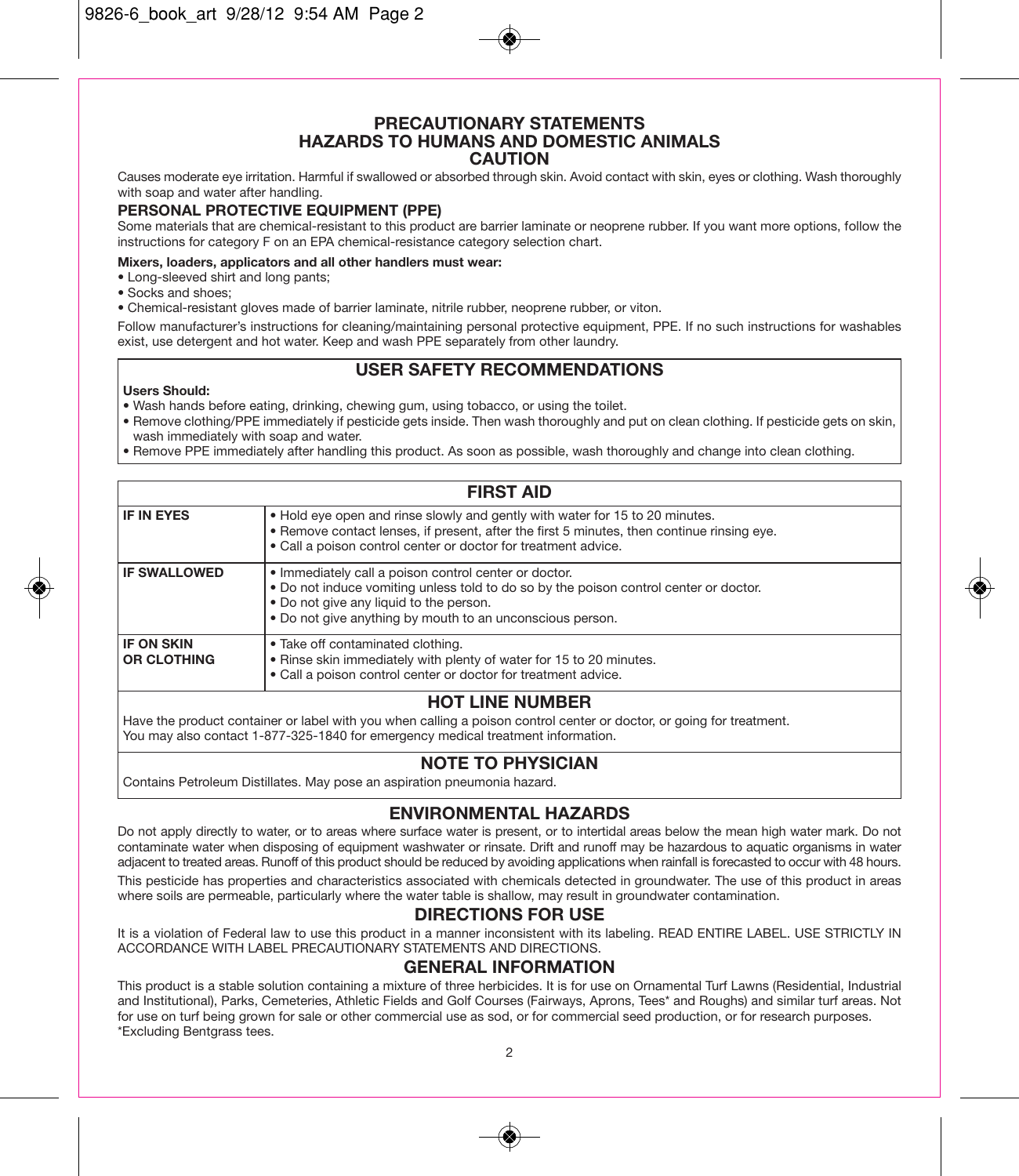## PRECAUTIONARY STATEMENTS
## HAZARDS TO HUMANS AND DOMESTIC ANIMALS
## CAUTION

Causes moderate eye irritation. Harmful if swallowed or absorbed through skin. Avoid contact with skin, eyes or clothing. Wash thoroughly with soap and water after handling.

### PERSONAL PROTECTIVE EQUIPMENT (PPE)

Some materials that are chemical-resistant to this product are barrier laminate or neoprene rubber. If you want more options, follow the instructions for category F on an EPA chemical-resistance category selection chart.

**Mixers, loaders, applicators and all other handlers must wear:**

- Long-sleeved shirt and long pants;
- Socks and shoes;
- Chemical-resistant gloves made of barrier laminate, nitrile rubber, neoprene rubber, or viton.

Follow manufacturer's instructions for cleaning/maintaining personal protective equipment, PPE. If no such instructions for washables exist, use detergent and hot water. Keep and wash PPE separately from other laundry.

### USER SAFETY RECOMMENDATIONS

**Users Should:**

- Wash hands before eating, drinking, chewing gum, using tobacco, or using the toilet.
- Remove clothing/PPE immediately if pesticide gets inside. Then wash thoroughly and put on clean clothing. If pesticide gets on skin, wash immediately with soap and water.
- Remove PPE immediately after handling this product. As soon as possible, wash thoroughly and change into clean clothing.

### FIRST AID

| | |
|---|---|
| **IF IN EYES** | • Hold eye open and rinse slowly and gently with water for 15 to 20 minutes.<br>• Remove contact lenses, if present, after the first 5 minutes, then continue rinsing eye.<br>• Call a poison control center or doctor for treatment advice. |
| **IF SWALLOWED** | • Immediately call a poison control center or doctor.<br>• Do not induce vomiting unless told to do so by the poison control center or doctor.<br>• Do not give any liquid to the person.<br>• Do not give anything by mouth to an unconscious person. |
| **IF ON SKIN OR CLOTHING** | • Take off contaminated clothing.<br>• Rinse skin immediately with plenty of water for 15 to 20 minutes.<br>• Call a poison control center or doctor for treatment advice. |

### HOT LINE NUMBER

Have the product container or label with you when calling a poison control center or doctor, or going for treatment.
You may also contact 1-877-325-1840 for emergency medical treatment information.

### NOTE TO PHYSICIAN

Contains Petroleum Distillates. May pose an aspiration pneumonia hazard.

## ENVIRONMENTAL HAZARDS

Do not apply directly to water, or to areas where surface water is present, or to intertidal areas below the mean high water mark. Do not contaminate water when disposing of equipment washwater or rinsate. Drift and runoff may be hazardous to aquatic organisms in water adjacent to treated areas. Runoff of this product should be reduced by avoiding applications when rainfall is forecasted to occur with 48 hours.

This pesticide has properties and characteristics associated with chemicals detected in groundwater. The use of this product in areas where soils are permeable, particularly where the water table is shallow, may result in groundwater contamination.

## DIRECTIONS FOR USE

It is a violation of Federal law to use this product in a manner inconsistent with its labeling. READ ENTIRE LABEL. USE STRICTLY IN ACCORDANCE WITH LABEL PRECAUTIONARY STATEMENTS AND DIRECTIONS.

## GENERAL INFORMATION

This product is a stable solution containing a mixture of three herbicides. It is for use on Ornamental Turf Lawns (Residential, Industrial and Institutional), Parks, Cemeteries, Athletic Fields and Golf Courses (Fairways, Aprons, Tees* and Roughs) and similar turf areas. Not for use on turf being grown for sale or other commercial use as sod, or for commercial seed production, or for research purposes.
*Excluding Bentgrass tees.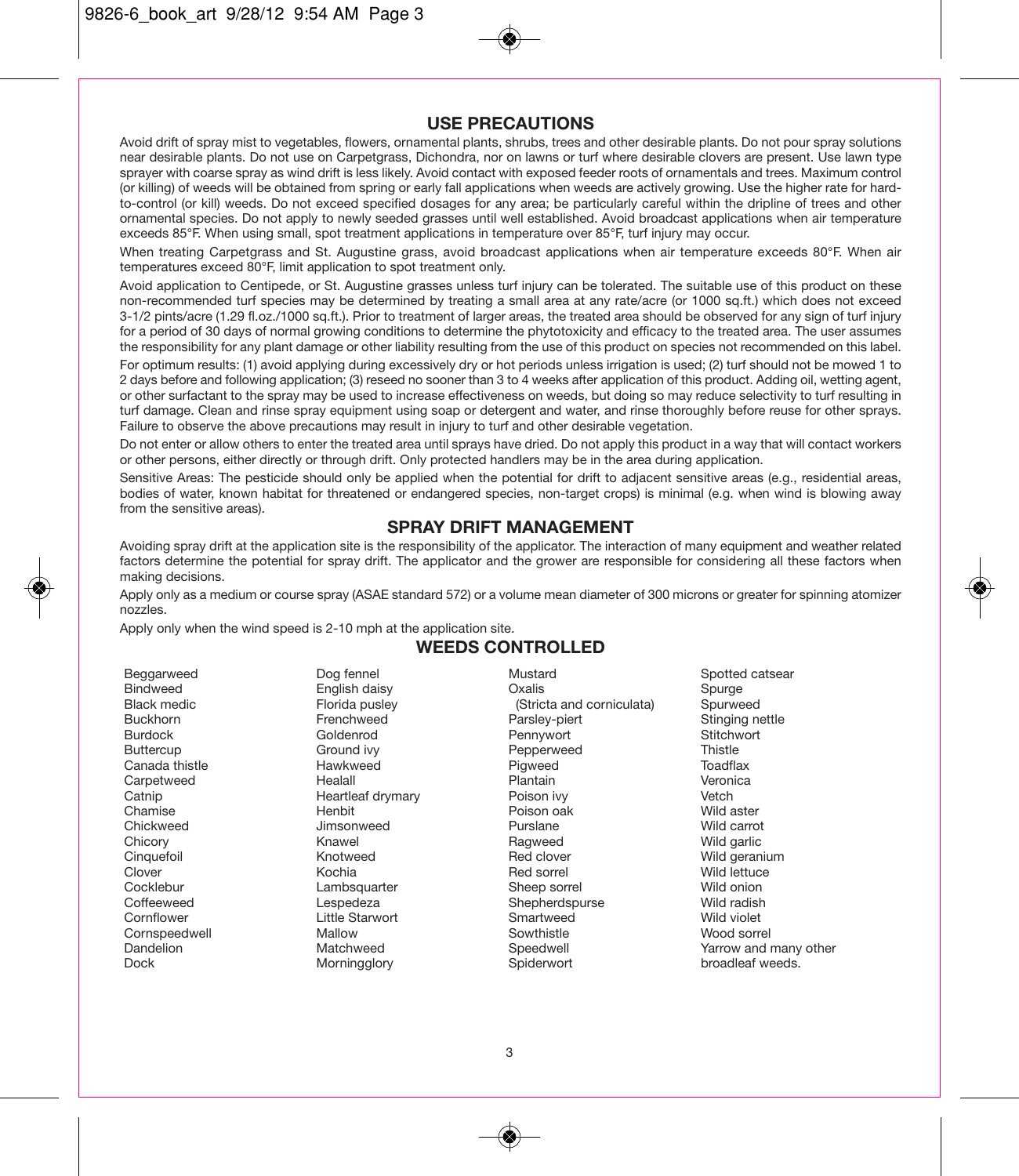## USE PRECAUTIONS

Avoid drift of spray mist to vegetables, flowers, ornamental plants, shrubs, trees and other desirable plants. Do not pour spray solutions near desirable plants. Do not use on Carpetgrass, Dichondra, nor on lawns or turf where desirable clovers are present. Use lawn type sprayer with coarse spray as wind drift is less likely. Avoid contact with exposed feeder roots of ornamentals and trees. Maximum control (or killing) of weeds will be obtained from spring or early fall applications when weeds are actively growing. Use the higher rate for hard-to-control (or kill) weeds. Do not exceed specified dosages for any area; be particularly careful within the dripline of trees and other ornamental species. Do not apply to newly seeded grasses until well established. Avoid broadcast applications when air temperature exceeds 85°F. When using small, spot treatment applications in temperature over 85°F, turf injury may occur.

When treating Carpetgrass and St. Augustine grass, avoid broadcast applications when air temperature exceeds 80°F. When air temperatures exceed 80°F, limit application to spot treatment only.

Avoid application to Centipede, or St. Augustine grasses unless turf injury can be tolerated. The suitable use of this product on these non-recommended turf species may be determined by treating a small area at any rate/acre (or 1000 sq.ft.) which does not exceed 3-1/2 pints/acre (1.29 fl.oz./1000 sq.ft.). Prior to treatment of larger areas, the treated area should be observed for any sign of turf injury for a period of 30 days of normal growing conditions to determine the phytotoxicity and efficacy to the treated area. The user assumes the responsibility for any plant damage or other liability resulting from the use of this product on species not recommended on this label.

For optimum results: (1) avoid applying during excessively dry or hot periods unless irrigation is used; (2) turf should not be mowed 1 to 2 days before and following application; (3) reseed no sooner than 3 to 4 weeks after application of this product. Adding oil, wetting agent, or other surfactant to the spray may be used to increase effectiveness on weeds, but doing so may reduce selectivity to turf resulting in turf damage. Clean and rinse spray equipment using soap or detergent and water, and rinse thoroughly before reuse for other sprays. Failure to observe the above precautions may result in injury to turf and other desirable vegetation.

Do not enter or allow others to enter the treated area until sprays have dried. Do not apply this product in a way that will contact workers or other persons, either directly or through drift. Only protected handlers may be in the area during application.

Sensitive Areas: The pesticide should only be applied when the potential for drift to adjacent sensitive areas (e.g., residential areas, bodies of water, known habitat for threatened or endangered species, non-target crops) is minimal (e.g. when wind is blowing away from the sensitive areas).

## SPRAY DRIFT MANAGEMENT

Avoiding spray drift at the application site is the responsibility of the applicator. The interaction of many equipment and weather related factors determine the potential for spray drift. The applicator and the grower are responsible for considering all these factors when making decisions.

Apply only as a medium or course spray (ASAE standard 572) or a volume mean diameter of 300 microns or greater for spinning atomizer nozzles.

Apply only when the wind speed is 2-10 mph at the application site.

## WEEDS CONTROLLED

Beggarweed
Bindweed
Black medic
Buckhorn
Burdock
Buttercup
Canada thistle
Carpetweed
Catnip
Chamise
Chickweed
Chicory
Cinquefoil
Clover
Cocklebur
Coffeeweed
Cornflower
Cornspeedwell
Dandelion
Dock
Dog fennel
English daisy
Florida pusley
Frenchweed
Goldenrod
Ground ivy
Hawkweed
Healall
Heartleaf drymary
Henbit
Jimsonweed
Knawel
Knotweed
Kochia
Lambsquarter
Lespedeza
Little Starwort
Mallow
Matchweed
Morningglory
Mustard
Oxalis
(Stricta and corniculata)
Parsley-piert
Pennywort
Pepperweed
Pigweed
Plantain
Poison ivy
Poison oak
Purslane
Ragweed
Red clover
Red sorrel
Sheep sorrel
Shepherdspurse
Smartweed
Sowthistle
Speedwell
Spiderwort
Spotted catsear
Spurge
Spurweed
Stinging nettle
Stitchwort
Thistle
Toadflax
Veronica
Vetch
Wild aster
Wild carrot
Wild garlic
Wild geranium
Wild lettuce
Wild onion
Wild radish
Wild violet
Wood sorrel
Yarrow and many other broadleaf weeds.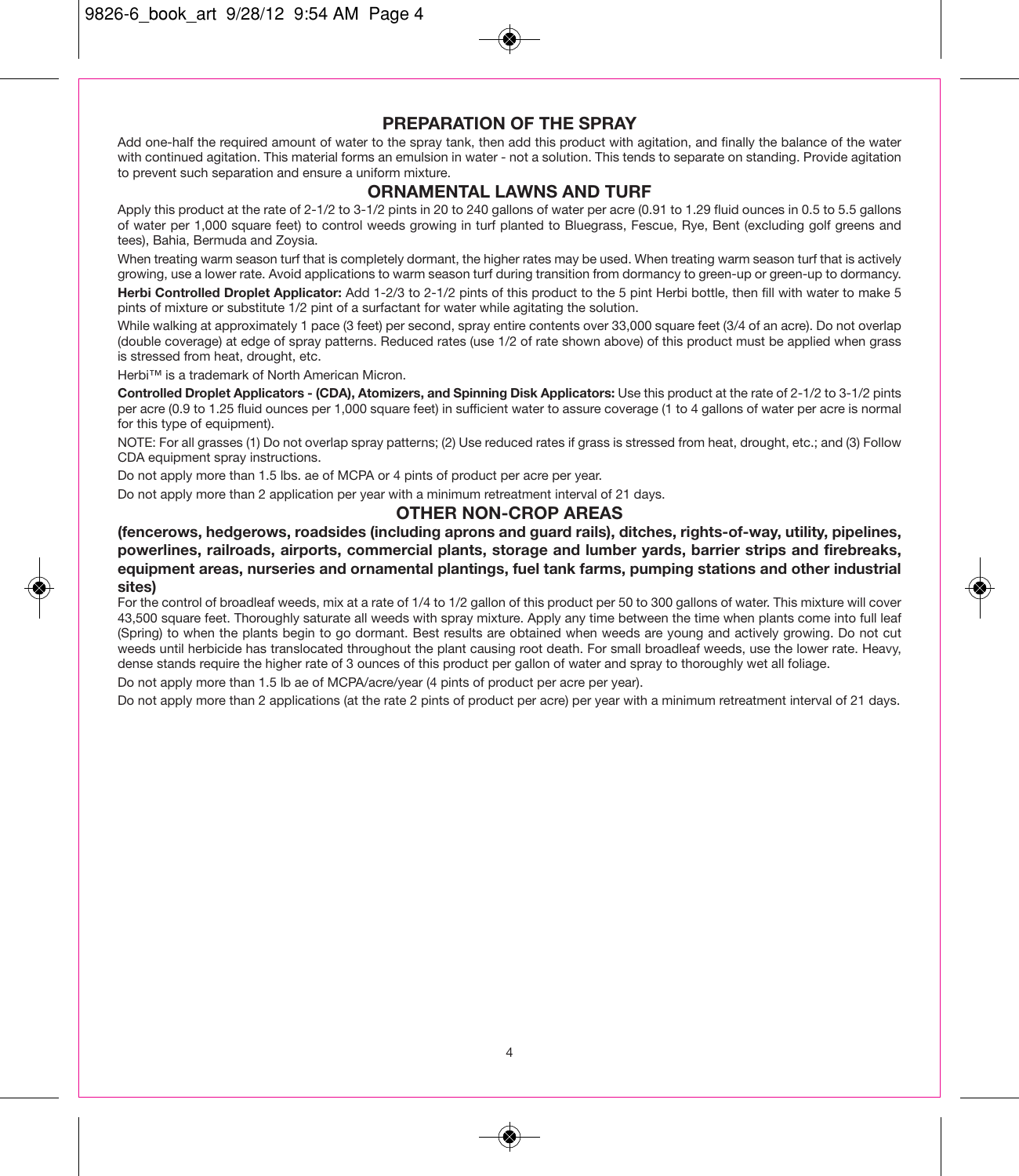## PREPARATION OF THE SPRAY

Add one-half the required amount of water to the spray tank, then add this product with agitation, and finally the balance of the water with continued agitation. This material forms an emulsion in water - not a solution. This tends to separate on standing. Provide agitation to prevent such separation and ensure a uniform mixture.

## ORNAMENTAL LAWNS AND TURF

Apply this product at the rate of 2-1/2 to 3-1/2 pints in 20 to 240 gallons of water per acre (0.91 to 1.29 fluid ounces in 0.5 to 5.5 gallons of water per 1,000 square feet) to control weeds growing in turf planted to Bluegrass, Fescue, Rye, Bent (excluding golf greens and tees), Bahia, Bermuda and Zoysia.

When treating warm season turf that is completely dormant, the higher rates may be used. When treating warm season turf that is actively growing, use a lower rate. Avoid applications to warm season turf during transition from dormancy to green-up or green-up to dormancy.

**Herbi Controlled Droplet Applicator:** Add 1-2/3 to 2-1/2 pints of this product to the 5 pint Herbi bottle, then fill with water to make 5 pints of mixture or substitute 1/2 pint of a surfactant for water while agitating the solution.

While walking at approximately 1 pace (3 feet) per second, spray entire contents over 33,000 square feet (3/4 of an acre). Do not overlap (double coverage) at edge of spray patterns. Reduced rates (use 1/2 of rate shown above) of this product must be applied when grass is stressed from heat, drought, etc.

Herbi™ is a trademark of North American Micron.

**Controlled Droplet Applicators - (CDA), Atomizers, and Spinning Disk Applicators:** Use this product at the rate of 2-1/2 to 3-1/2 pints per acre (0.9 to 1.25 fluid ounces per 1,000 square feet) in sufficient water to assure coverage (1 to 4 gallons of water per acre is normal for this type of equipment).

NOTE: For all grasses (1) Do not overlap spray patterns; (2) Use reduced rates if grass is stressed from heat, drought, etc.; and (3) Follow CDA equipment spray instructions.

Do not apply more than 1.5 lbs. ae of MCPA or 4 pints of product per acre per year.

Do not apply more than 2 application per year with a minimum retreatment interval of 21 days.

## OTHER NON-CROP AREAS

**(fencerows, hedgerows, roadsides (including aprons and guard rails), ditches, rights-of-way, utility, pipelines, powerlines, railroads, airports, commercial plants, storage and lumber yards, barrier strips and firebreaks, equipment areas, nurseries and ornamental plantings, fuel tank farms, pumping stations and other industrial sites)**

For the control of broadleaf weeds, mix at a rate of 1/4 to 1/2 gallon of this product per 50 to 300 gallons of water. This mixture will cover 43,500 square feet. Thoroughly saturate all weeds with spray mixture. Apply any time between the time when plants come into full leaf (Spring) to when the plants begin to go dormant. Best results are obtained when weeds are young and actively growing. Do not cut weeds until herbicide has translocated throughout the plant causing root death. For small broadleaf weeds, use the lower rate. Heavy, dense stands require the higher rate of 3 ounces of this product per gallon of water and spray to thoroughly wet all foliage.

Do not apply more than 1.5 lb ae of MCPA/acre/year (4 pints of product per acre per year).

Do not apply more than 2 applications (at the rate 2 pints of product per acre) per year with a minimum retreatment interval of 21 days.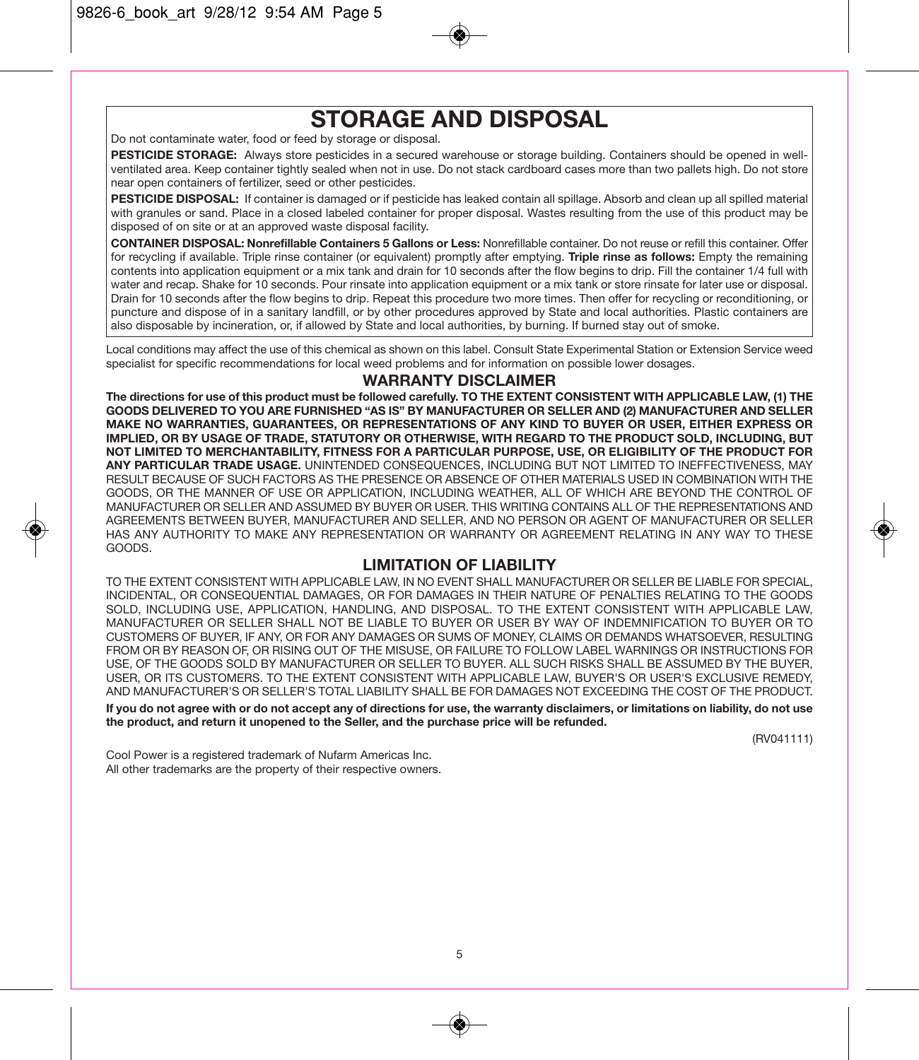# STORAGE AND DISPOSAL

Do not contaminate water, food or feed by storage or disposal.

**PESTICIDE STORAGE:** Always store pesticides in a secured warehouse or storage building. Containers should be opened in well-ventilated area. Keep container tightly sealed when not in use. Do not stack cardboard cases more than two pallets high. Do not store near open containers of fertilizer, seed or other pesticides.

**PESTICIDE DISPOSAL:** If container is damaged or if pesticide has leaked contain all spillage. Absorb and clean up all spilled material with granules or sand. Place in a closed labeled container for proper disposal. Wastes resulting from the use of this product may be disposed of on site or at an approved waste disposal facility.

**CONTAINER DISPOSAL: Nonrefillable Containers 5 Gallons or Less:** Nonrefillable container. Do not reuse or refill this container. Offer for recycling if available. Triple rinse container (or equivalent) promptly after emptying. **Triple rinse as follows:** Empty the remaining contents into application equipment or a mix tank and drain for 10 seconds after the flow begins to drip. Fill the container 1/4 full with water and recap. Shake for 10 seconds. Pour rinsate into application equipment or a mix tank or store rinsate for later use or disposal. Drain for 10 seconds after the flow begins to drip. Repeat this procedure two more times. Then offer for recycling or reconditioning, or puncture and dispose of in a sanitary landfill, or by other procedures approved by State and local authorities. Plastic containers are also disposable by incineration, or, if allowed by State and local authorities, by burning. If burned stay out of smoke.

Local conditions may affect the use of this chemical as shown on this label. Consult State Experimental Station or Extension Service weed specialist for specific recommendations for local weed problems and for information on possible lower dosages.

## WARRANTY DISCLAIMER

**The directions for use of this product must be followed carefully. TO THE EXTENT CONSISTENT WITH APPLICABLE LAW, (1) THE GOODS DELIVERED TO YOU ARE FURNISHED "AS IS" BY MANUFACTURER OR SELLER AND (2) MANUFACTURER AND SELLER MAKE NO WARRANTIES, GUARANTEES, OR REPRESENTATIONS OF ANY KIND TO BUYER OR USER, EITHER EXPRESS OR IMPLIED, OR BY USAGE OF TRADE, STATUTORY OR OTHERWISE, WITH REGARD TO THE PRODUCT SOLD, INCLUDING, BUT NOT LIMITED TO MERCHANTABILITY, FITNESS FOR A PARTICULAR PURPOSE, USE, OR ELIGIBILITY OF THE PRODUCT FOR ANY PARTICULAR TRADE USAGE.** UNINTENDED CONSEQUENCES, INCLUDING BUT NOT LIMITED TO INEFFECTIVENESS, MAY RESULT BECAUSE OF SUCH FACTORS AS THE PRESENCE OR ABSENCE OF OTHER MATERIALS USED IN COMBINATION WITH THE GOODS, OR THE MANNER OF USE OR APPLICATION, INCLUDING WEATHER, ALL OF WHICH ARE BEYOND THE CONTROL OF MANUFACTURER OR SELLER AND ASSUMED BY BUYER OR USER. THIS WRITING CONTAINS ALL OF THE REPRESENTATIONS AND AGREEMENTS BETWEEN BUYER, MANUFACTURER AND SELLER, AND NO PERSON OR AGENT OF MANUFACTURER OR SELLER HAS ANY AUTHORITY TO MAKE ANY REPRESENTATION OR WARRANTY OR AGREEMENT RELATING IN ANY WAY TO THESE GOODS.

## LIMITATION OF LIABILITY

TO THE EXTENT CONSISTENT WITH APPLICABLE LAW, IN NO EVENT SHALL MANUFACTURER OR SELLER BE LIABLE FOR SPECIAL, INCIDENTAL, OR CONSEQUENTIAL DAMAGES, OR FOR DAMAGES IN THEIR NATURE OF PENALTIES RELATING TO THE GOODS SOLD, INCLUDING USE, APPLICATION, HANDLING, AND DISPOSAL. TO THE EXTENT CONSISTENT WITH APPLICABLE LAW, MANUFACTURER OR SELLER SHALL NOT BE LIABLE TO BUYER OR USER BY WAY OF INDEMNIFICATION TO BUYER OR TO CUSTOMERS OF BUYER, IF ANY, OR FOR ANY DAMAGES OR SUMS OF MONEY, CLAIMS OR DEMANDS WHATSOEVER, RESULTING FROM OR BY REASON OF, OR RISING OUT OF THE MISUSE, OR FAILURE TO FOLLOW LABEL WARNINGS OR INSTRUCTIONS FOR USE, OF THE GOODS SOLD BY MANUFACTURER OR SELLER TO BUYER. ALL SUCH RISKS SHALL BE ASSUMED BY THE BUYER, USER, OR ITS CUSTOMERS. TO THE EXTENT CONSISTENT WITH APPLICABLE LAW, BUYER'S OR USER'S EXCLUSIVE REMEDY, AND MANUFACTURER'S OR SELLER'S TOTAL LIABILITY SHALL BE FOR DAMAGES NOT EXCEEDING THE COST OF THE PRODUCT.

**If you do not agree with or do not accept any of directions for use, the warranty disclaimers, or limitations on liability, do not use the product, and return it unopened to the Seller, and the purchase price will be refunded.**

(RV041111)

Cool Power is a registered trademark of Nufarm Americas Inc.
All other trademarks are the property of their respective owners.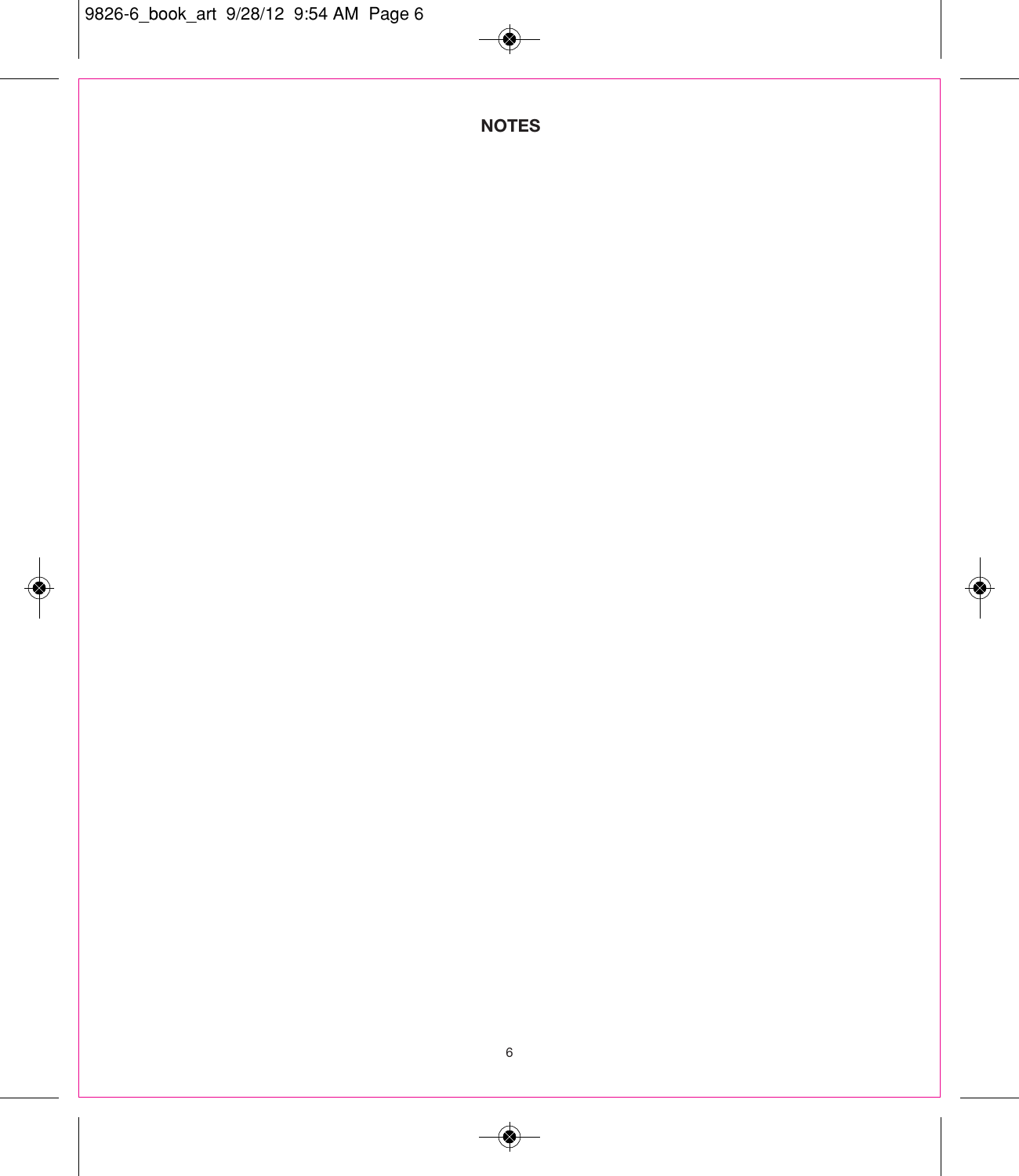## NOTES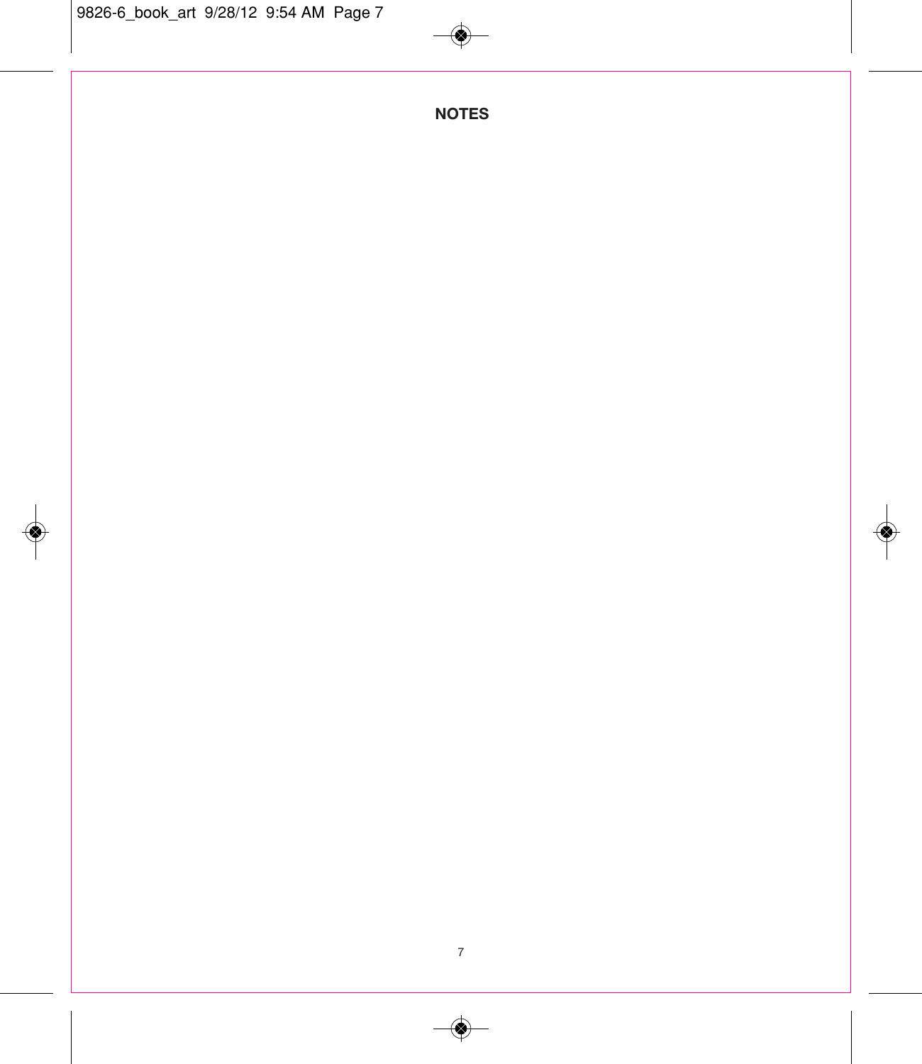# NOTES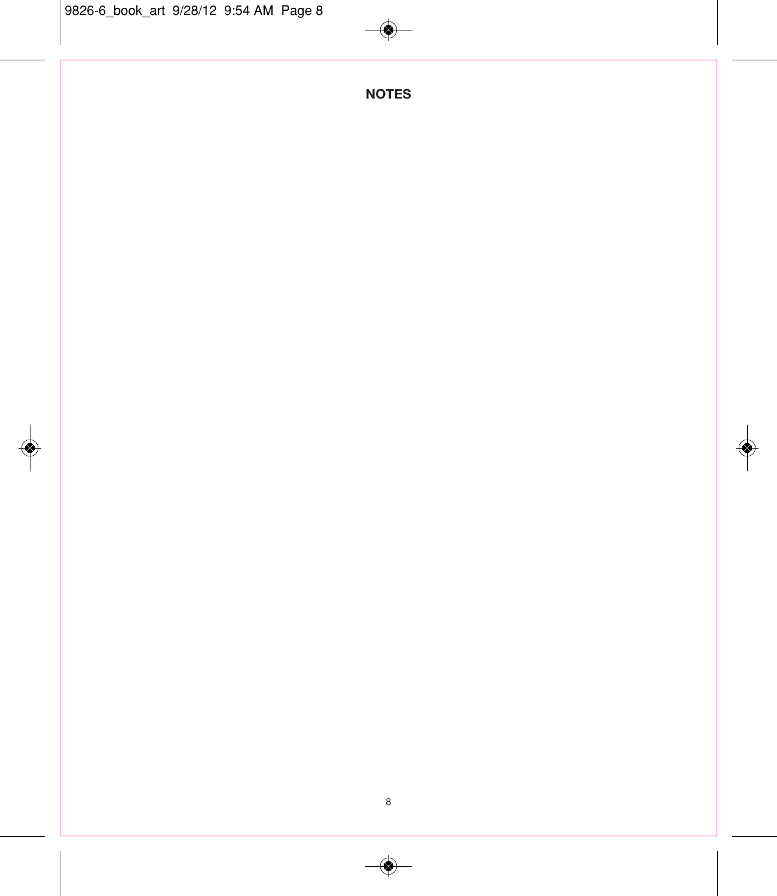## NOTES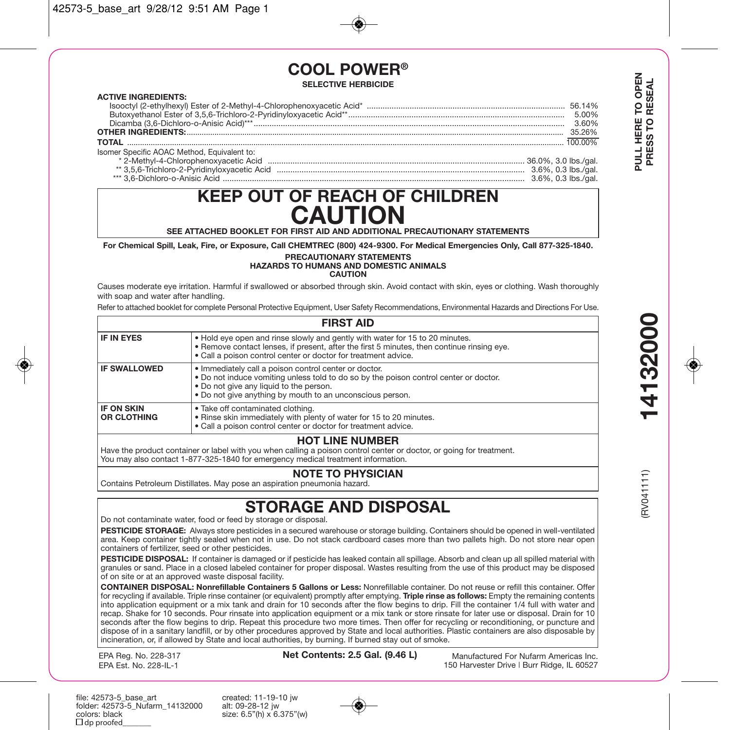# COOL POWER®

**SELECTIVE HERBICIDE**

| | |
|---|---|
| **ACTIVE INGREDIENTS:** | |
| Isooctyl (2-ethylhexyl) Ester of 2-Methyl-4-Chlorophenoxyacetic Acid* | 56.14% |
| Butoxyethanol Ester of 3,5,6-Trichloro-2-Pyridinyloxyacetic Acid** | 5.00% |
| Dicamba (3,6-Dichloro-o-Anisic Acid)*** | 3.60% |
| **OTHER INGREDIENTS:** | 35.26% |
| **TOTAL** | 100.00% |

Isomer Specific AOAC Method, Equivalent to:

| | |
|---|---|
| * 2-Methyl-4-Chlorophenoxyacetic Acid | 36.0%, 3.0 lbs./gal. |
| ** 3,5,6-Trichloro-2-Pyridinyloxyacetic Acid | 3.6%, 0.3 lbs./gal. |
| *** 3,6-Dichloro-o-Anisic Acid | 3.6%, 0.3 lbs./gal. |

## KEEP OUT OF REACH OF CHILDREN

# CAUTION

**SEE ATTACHED BOOKLET FOR FIRST AID AND ADDITIONAL PRECAUTIONARY STATEMENTS**

**For Chemical Spill, Leak, Fire, or Exposure, Call CHEMTREC (800) 424-9300. For Medical Emergencies Only, Call 877-325-1840.**

**PRECAUTIONARY STATEMENTS**

**HAZARDS TO HUMANS AND DOMESTIC ANIMALS**

**CAUTION**

Causes moderate eye irritation. Harmful if swallowed or absorbed through skin. Avoid contact with skin, eyes or clothing. Wash thoroughly with soap and water after handling.

Refer to attached booklet for complete Personal Protective Equipment, User Safety Recommendations, Environmental Hazards and Directions For Use.

## FIRST AID

| | |
|---|---|
| **IF IN EYES** | • Hold eye open and rinse slowly and gently with water for 15 to 20 minutes.<br>• Remove contact lenses, if present, after the first 5 minutes, then continue rinsing eye.<br>• Call a poison control center or doctor for treatment advice. |
| **IF SWALLOWED** | • Immediately call a poison control center or doctor.<br>• Do not induce vomiting unless told to do so by the poison control center or doctor.<br>• Do not give any liquid to the person.<br>• Do not give anything by mouth to an unconscious person. |
| **IF ON SKIN OR CLOTHING** | • Take off contaminated clothing.<br>• Rinse skin immediately with plenty of water for 15 to 20 minutes.<br>• Call a poison control center or doctor for treatment advice. |

**HOT LINE NUMBER**

Have the product container or label with you when calling a poison control center or doctor, or going for treatment. You may also contact 1-877-325-1840 for emergency medical treatment information.

**NOTE TO PHYSICIAN**

Contains Petroleum Distillates. May pose an aspiration pneumonia hazard.

## STORAGE AND DISPOSAL

Do not contaminate water, food or feed by storage or disposal.

**PESTICIDE STORAGE:** Always store pesticides in a secured warehouse or storage building. Containers should be opened in well-ventilated area. Keep container tightly sealed when not in use. Do not stack cardboard cases more than two pallets high. Do not store near open containers of fertilizer, seed or other pesticides.

**PESTICIDE DISPOSAL:** If container is damaged or if pesticide has leaked contain all spillage. Absorb and clean up all spilled material with granules or sand. Place in a closed labeled container for proper disposal. Wastes resulting from the use of this product may be disposed of on site or at an approved waste disposal facility.

**CONTAINER DISPOSAL: Nonrefillable Containers 5 Gallons or Less:** Nonrefillable container. Do not reuse or refill this container. Offer for recycling if available. Triple rinse container (or equivalent) promptly after emptying. **Triple rinse as follows:** Empty the remaining contents into application equipment or a mix tank and drain for 10 seconds after the flow begins to drip. Fill the container 1/4 full with water and recap. Shake for 10 seconds. Pour rinsate into application equipment or a mix tank or store rinsate for later use or disposal. Drain for 10 seconds after the flow begins to drip. Repeat this procedure two more times. Then offer for recycling or reconditioning, or puncture and dispose of in a sanitary landfill, or by other procedures approved by State and local authorities. Plastic containers are also disposable by incineration, or, if allowed by State and local authorities, by burning. If burned stay out of smoke.

EPA Reg. No. 228-317
EPA Est. No. 228-IL-1

**Net Contents: 2.5 Gal. (9.46 L)**

Manufactured For Nufarm Americas Inc.
150 Harvester Drive | Burr Ridge, IL 60527

**PULL HERE TO OPEN PRESS TO RESEAL**

**14132000**

(RV041111)